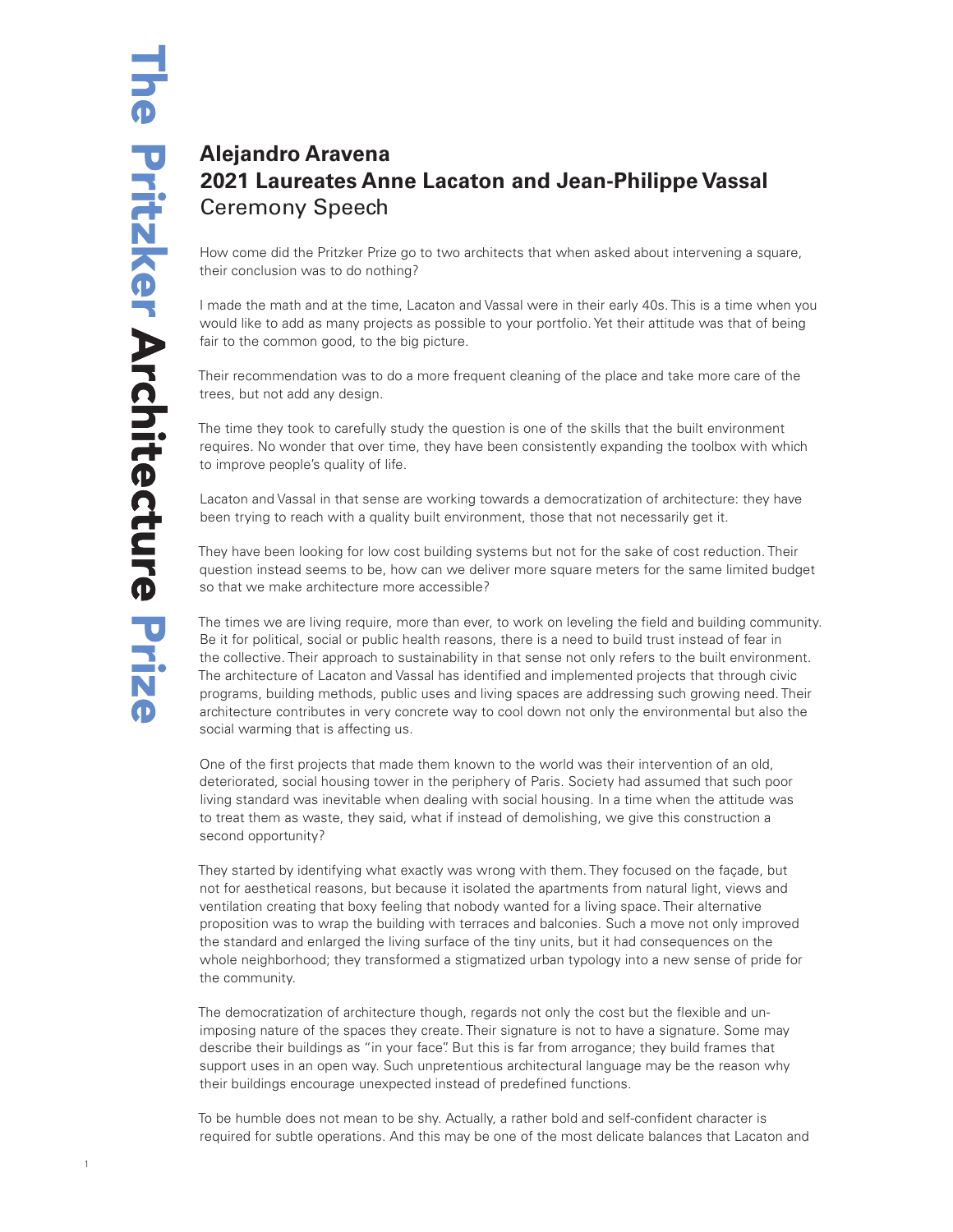# Alejandro Aravena
# 2021 Laureates Anne Lacaton and Jean-Philippe Vassal
## Ceremony Speech

How come did the Pritzker Prize go to two architects that when asked about intervening a square, their conclusion was to do nothing?

I made the math and at the time, Lacaton and Vassal were in their early 40s. This is a time when you would like to add as many projects as possible to your portfolio. Yet their attitude was that of being fair to the common good, to the big picture.

Their recommendation was to do a more frequent cleaning of the place and take more care of the trees, but not add any design.

The time they took to carefully study the question is one of the skills that the built environment requires. No wonder that over time, they have been consistently expanding the toolbox with which to improve people's quality of life.

Lacaton and Vassal in that sense are working towards a democratization of architecture: they have been trying to reach with a quality built environment, those that not necessarily get it.

They have been looking for low cost building systems but not for the sake of cost reduction. Their question instead seems to be, how can we deliver more square meters for the same limited budget so that we make architecture more accessible?

The times we are living require, more than ever, to work on leveling the field and building community. Be it for political, social or public health reasons, there is a need to build trust instead of fear in the collective. Their approach to sustainability in that sense not only refers to the built environment. The architecture of Lacaton and Vassal has identified and implemented projects that through civic programs, building methods, public uses and living spaces are addressing such growing need. Their architecture contributes in very concrete way to cool down not only the environmental but also the social warming that is affecting us.

One of the first projects that made them known to the world was their intervention of an old, deteriorated, social housing tower in the periphery of Paris. Society had assumed that such poor living standard was inevitable when dealing with social housing. In a time when the attitude was to treat them as waste, they said, what if instead of demolishing, we give this construction a second opportunity?

They started by identifying what exactly was wrong with them. They focused on the façade, but not for aesthetical reasons, but because it isolated the apartments from natural light, views and ventilation creating that boxy feeling that nobody wanted for a living space. Their alternative proposition was to wrap the building with terraces and balconies. Such a move not only improved the standard and enlarged the living surface of the tiny units, but it had consequences on the whole neighborhood; they transformed a stigmatized urban typology into a new sense of pride for the community.

The democratization of architecture though, regards not only the cost but the flexible and un-imposing nature of the spaces they create. Their signature is not to have a signature. Some may describe their buildings as "in your face". But this is far from arrogance; they build frames that support uses in an open way. Such unpretentious architectural language may be the reason why their buildings encourage unexpected instead of predefined functions.

To be humble does not mean to be shy. Actually, a rather bold and self-confident character is required for subtle operations. And this may be one of the most delicate balances that Lacaton and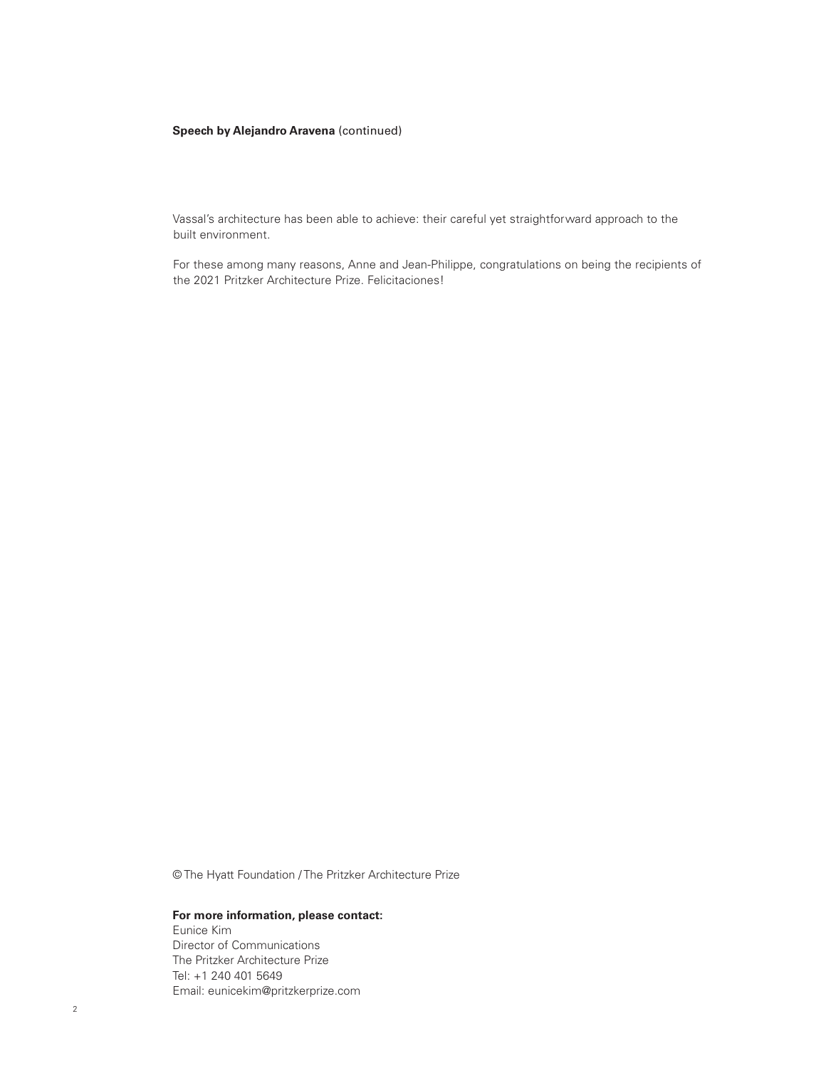**Speech by Alejandro Aravena** (continued)

Vassal's architecture has been able to achieve: their careful yet straightforward approach to the built environment.

For these among many reasons, Anne and Jean-Philippe, congratulations on being the recipients of the 2021 Pritzker Architecture Prize. Felicitaciones!

© The Hyatt Foundation / The Pritzker Architecture Prize

**For more information, please contact:**
Eunice Kim
Director of Communications
The Pritzker Architecture Prize
Tel: +1 240 401 5649
Email: eunicekim@pritzkerprize.com